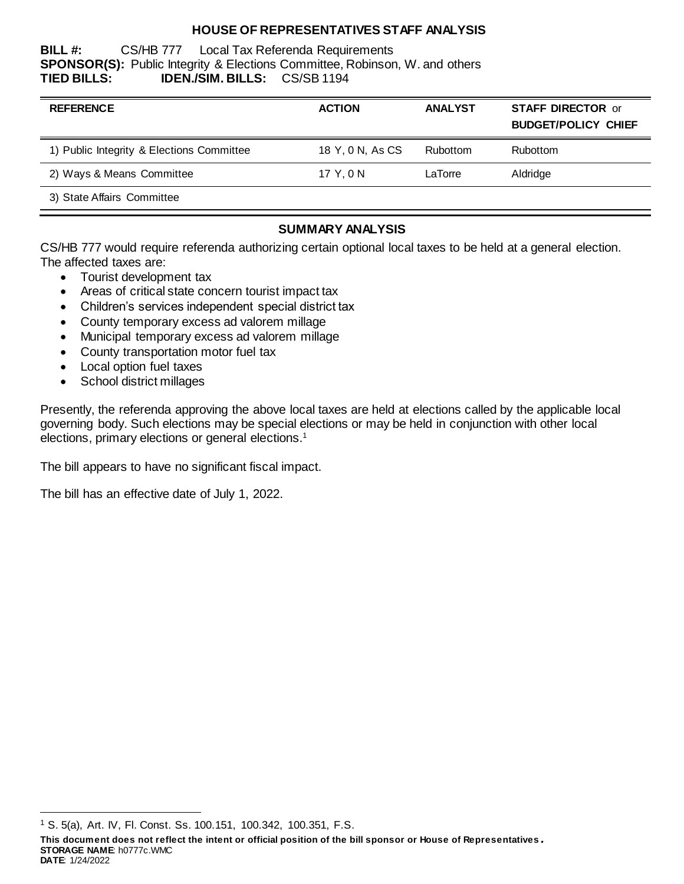# HOUSE OF REPRESENTATIVES STAFF ANALYSIS

**BILL #:** CS/HB 777 Local Tax Referenda Requirements
**SPONSOR(S):** Public Integrity & Elections Committee, Robinson, W. and others
**TIED BILLS:** **IDEN./SIM. BILLS:** CS/SB 1194

| REFERENCE | ACTION | ANALYST | STAFF DIRECTOR or BUDGET/POLICY CHIEF |
|---|---|---|---|
| 1) Public Integrity & Elections Committee | 18 Y, 0 N, As CS | Rubottom | Rubottom |
| 2) Ways & Means Committee | 17 Y, 0 N | LaTorre | Aldridge |
| 3) State Affairs Committee | | | |

## SUMMARY ANALYSIS

CS/HB 777 would require referenda authorizing certain optional local taxes to be held at a general election. The affected taxes are:

- Tourist development tax
- Areas of critical state concern tourist impact tax
- Children's services independent special district tax
- County temporary excess ad valorem millage
- Municipal temporary excess ad valorem millage
- County transportation motor fuel tax
- Local option fuel taxes
- School district millages

Presently, the referenda approving the above local taxes are held at elections called by the applicable local governing body. Such elections may be special elections or may be held in conjunction with other local elections, primary elections or general elections.[1]

The bill appears to have no significant fiscal impact.

The bill has an effective date of July 1, 2022.

[1] S. 5(a), Art. IV, Fl. Const. Ss. 100.151, 100.342, 100.351, F.S.

**This document does not reflect the intent or official position of the bill sponsor or House of Representatives.**
**STORAGE NAME**: h0777c.WMC
**DATE**: 1/24/2022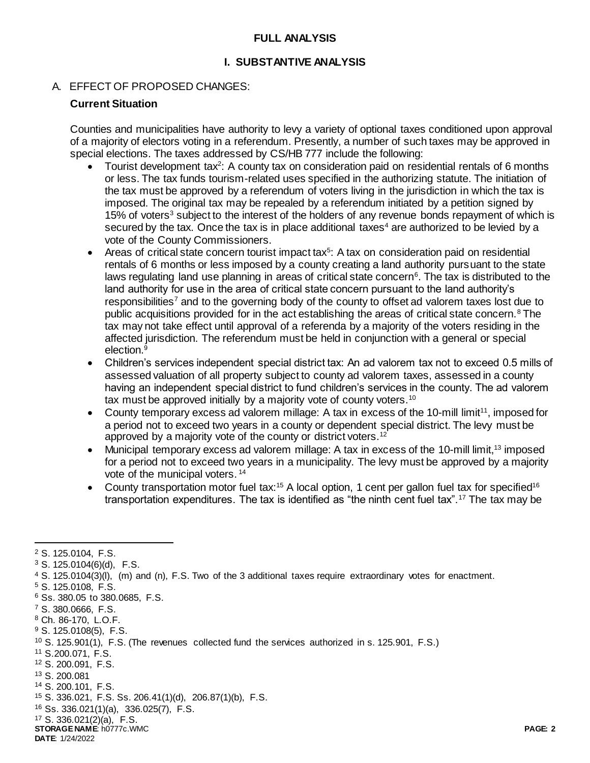## FULL ANALYSIS

### I. SUBSTANTIVE ANALYSIS

A. EFFECT OF PROPOSED CHANGES:

**Current Situation**

Counties and municipalities have authority to levy a variety of optional taxes conditioned upon approval of a majority of electors voting in a referendum. Presently, a number of such taxes may be approved in special elections. The taxes addressed by CS/HB 777 include the following:

- Tourist development tax[2]: A county tax on consideration paid on residential rentals of 6 months or less. The tax funds tourism-related uses specified in the authorizing statute. The initiation of the tax must be approved by a referendum of voters living in the jurisdiction in which the tax is imposed. The original tax may be repealed by a referendum initiated by a petition signed by 15% of voters[3] subject to the interest of the holders of any revenue bonds repayment of which is secured by the tax. Once the tax is in place additional taxes[4] are authorized to be levied by a vote of the County Commissioners.
- Areas of critical state concern tourist impact tax[5]: A tax on consideration paid on residential rentals of 6 months or less imposed by a county creating a land authority pursuant to the state laws regulating land use planning in areas of critical state concern[6]. The tax is distributed to the land authority for use in the area of critical state concern pursuant to the land authority's responsibilities[7] and to the governing body of the county to offset ad valorem taxes lost due to public acquisitions provided for in the act establishing the areas of critical state concern.[8] The tax may not take effect until approval of a referenda by a majority of the voters residing in the affected jurisdiction. The referendum must be held in conjunction with a general or special election.[9]
- Children's services independent special district tax: An ad valorem tax not to exceed 0.5 mills of assessed valuation of all property subject to county ad valorem taxes, assessed in a county having an independent special district to fund children's services in the county. The ad valorem tax must be approved initially by a majority vote of county voters.[10]
- County temporary excess ad valorem millage: A tax in excess of the 10-mill limit[11], imposed for a period not to exceed two years in a county or dependent special district. The levy must be approved by a majority vote of the county or district voters.[12]
- Municipal temporary excess ad valorem millage: A tax in excess of the 10-mill limit,[13] imposed for a period not to exceed two years in a municipality. The levy must be approved by a majority vote of the municipal voters.[14]
- County transportation motor fuel tax:[15] A local option, 1 cent per gallon fuel tax for specified[16] transportation expenditures. The tax is identified as "the ninth cent fuel tax".[17] The tax may be

---

[2] S. 125.0104, F.S.
[3] S. 125.0104(6)(d), F.S.
[4] S. 125.0104(3)(l), (m) and (n), F.S. Two of the 3 additional taxes require extraordinary votes for enactment.
[5] S. 125.0108, F.S.
[6] Ss. 380.05 to 380.0685, F.S.
[7] S. 380.0666, F.S.
[8] Ch. 86-170, L.O.F.
[9] S. 125.0108(5), F.S.
[10] S. 125.901(1), F.S. (The revenues collected fund the services authorized in s. 125.901, F.S.)
[11] S.200.071, F.S.
[12] S. 200.091, F.S.
[13] S. 200.081
[14] S. 200.101, F.S.
[15] S. 336.021, F.S. Ss. 206.41(1)(d), 206.87(1)(b), F.S.
[16] Ss. 336.021(1)(a), 336.025(7), F.S.
[17] S. 336.021(2)(a), F.S.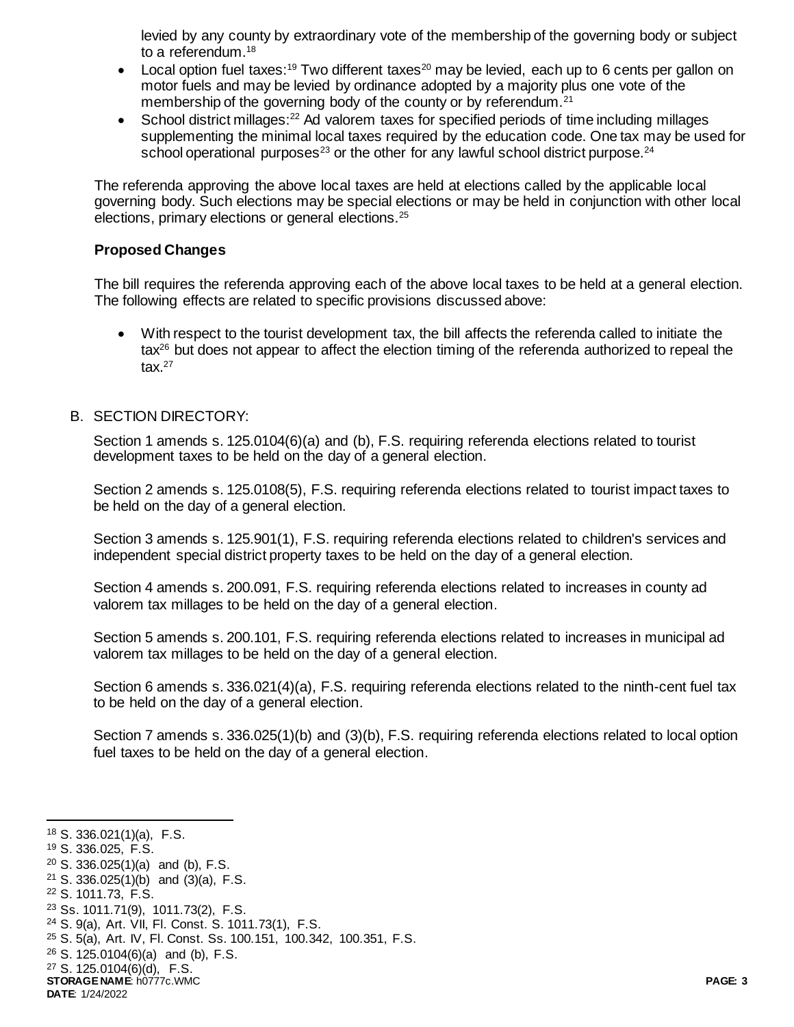levied by any county by extraordinary vote of the membership of the governing body or subject to a referendum.[18]

- Local option fuel taxes:[19] Two different taxes[20] may be levied, each up to 6 cents per gallon on motor fuels and may be levied by ordinance adopted by a majority plus one vote of the membership of the governing body of the county or by referendum.[21]
- School district millages:[22] Ad valorem taxes for specified periods of time including millages supplementing the minimal local taxes required by the education code. One tax may be used for school operational purposes[23] or the other for any lawful school district purpose.[24]

The referenda approving the above local taxes are held at elections called by the applicable local governing body. Such elections may be special elections or may be held in conjunction with other local elections, primary elections or general elections.[25]

**Proposed Changes**

The bill requires the referenda approving each of the above local taxes to be held at a general election. The following effects are related to specific provisions discussed above:

- With respect to the tourist development tax, the bill affects the referenda called to initiate the tax[26] but does not appear to affect the election timing of the referenda authorized to repeal the tax.[27]

B. SECTION DIRECTORY:

Section 1 amends s. 125.0104(6)(a) and (b), F.S. requiring referenda elections related to tourist development taxes to be held on the day of a general election.

Section 2 amends s. 125.0108(5), F.S. requiring referenda elections related to tourist impact taxes to be held on the day of a general election.

Section 3 amends s. 125.901(1), F.S. requiring referenda elections related to children's services and independent special district property taxes to be held on the day of a general election.

Section 4 amends s. 200.091, F.S. requiring referenda elections related to increases in county ad valorem tax millages to be held on the day of a general election.

Section 5 amends s. 200.101, F.S. requiring referenda elections related to increases in municipal ad valorem tax millages to be held on the day of a general election.

Section 6 amends s. 336.021(4)(a), F.S. requiring referenda elections related to the ninth-cent fuel tax to be held on the day of a general election.

Section 7 amends s. 336.025(1)(b) and (3)(b), F.S. requiring referenda elections related to local option fuel taxes to be held on the day of a general election.

---

[18] S. 336.021(1)(a), F.S.
[19] S. 336.025, F.S.
[20] S. 336.025(1)(a) and (b), F.S.
[21] S. 336.025(1)(b) and (3)(a), F.S.
[22] S. 1011.73, F.S.
[23] Ss. 1011.71(9), 1011.73(2), F.S.
[24] S. 9(a), Art. VII, Fl. Const. S. 1011.73(1), F.S.
[25] S. 5(a), Art. IV, Fl. Const. Ss. 100.151, 100.342, 100.351, F.S.
[26] S. 125.0104(6)(a) and (b), F.S.
[27] S. 125.0104(6)(d), F.S.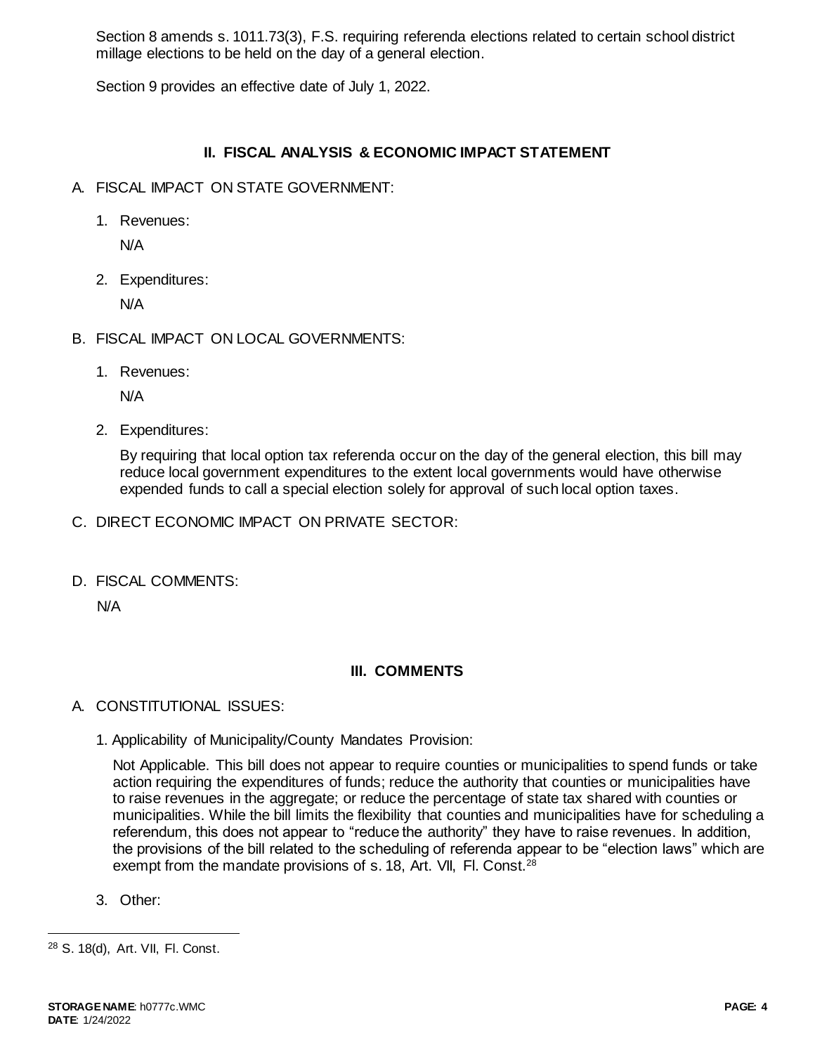Section 8 amends s. 1011.73(3), F.S. requiring referenda elections related to certain school district millage elections to be held on the day of a general election.

Section 9 provides an effective date of July 1, 2022.

## II. FISCAL ANALYSIS & ECONOMIC IMPACT STATEMENT

A. FISCAL IMPACT ON STATE GOVERNMENT:

1. Revenues:

   N/A

2. Expenditures:

   N/A

B. FISCAL IMPACT ON LOCAL GOVERNMENTS:

1. Revenues:

   N/A

2. Expenditures:

   By requiring that local option tax referenda occur on the day of the general election, this bill may reduce local government expenditures to the extent local governments would have otherwise expended funds to call a special election solely for approval of such local option taxes.

C. DIRECT ECONOMIC IMPACT ON PRIVATE SECTOR:

D. FISCAL COMMENTS:

N/A

## III. COMMENTS

A. CONSTITUTIONAL ISSUES:

1. Applicability of Municipality/County Mandates Provision:

   Not Applicable. This bill does not appear to require counties or municipalities to spend funds or take action requiring the expenditures of funds; reduce the authority that counties or municipalities have to raise revenues in the aggregate; or reduce the percentage of state tax shared with counties or municipalities. While the bill limits the flexibility that counties and municipalities have for scheduling a referendum, this does not appear to "reduce the authority" they have to raise revenues. In addition, the provisions of the bill related to the scheduling of referenda appear to be "election laws" which are exempt from the mandate provisions of s. 18, Art. VII, Fl. Const.[28]

3. Other:

[28] S. 18(d), Art. VII, Fl. Const.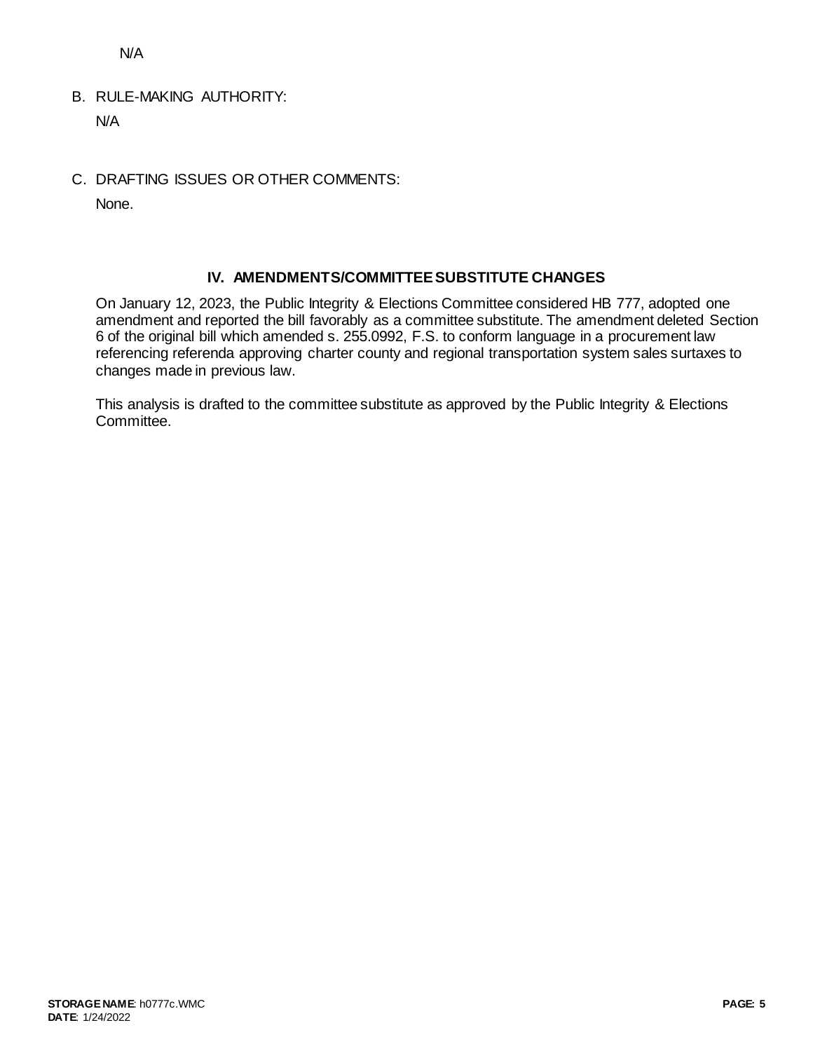N/A

B. RULE-MAKING AUTHORITY:

N/A

C. DRAFTING ISSUES OR OTHER COMMENTS:

None.

## IV. AMENDMENTS/COMMITTEE SUBSTITUTE CHANGES

On January 12, 2023, the Public Integrity & Elections Committee considered HB 777, adopted one amendment and reported the bill favorably as a committee substitute. The amendment deleted Section 6 of the original bill which amended s. 255.0992, F.S. to conform language in a procurement law referencing referenda approving charter county and regional transportation system sales surtaxes to changes made in previous law.

This analysis is drafted to the committee substitute as approved by the Public Integrity & Elections Committee.